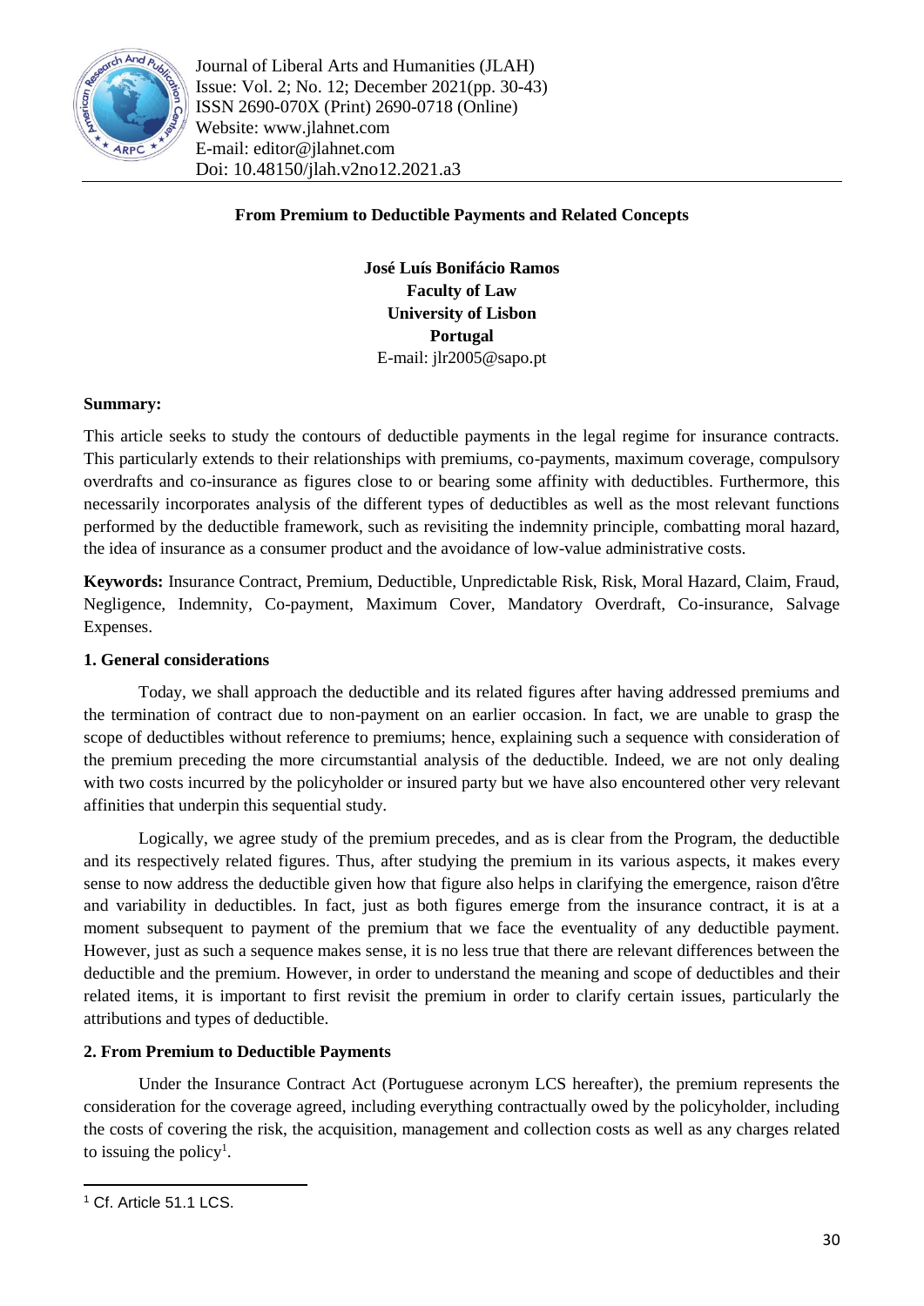# From Premium to Deductible Payments and Related Concepts

**José Luís Bonifácio Ramos**
**Faculty of Law**
**University of Lisbon**
**Portugal**
E-mail: jlr2005@sapo.pt

**Summary:**

This article seeks to study the contours of deductible payments in the legal regime for insurance contracts. This particularly extends to their relationships with premiums, co-payments, maximum coverage, compulsory overdrafts and co-insurance as figures close to or bearing some affinity with deductibles. Furthermore, this necessarily incorporates analysis of the different types of deductibles as well as the most relevant functions performed by the deductible framework, such as revisiting the indemnity principle, combatting moral hazard, the idea of insurance as a consumer product and the avoidance of low-value administrative costs.

**Keywords:** Insurance Contract, Premium, Deductible, Unpredictable Risk, Risk, Moral Hazard, Claim, Fraud, Negligence, Indemnity, Co-payment, Maximum Cover, Mandatory Overdraft, Co-insurance, Salvage Expenses.

## 1. General considerations

Today, we shall approach the deductible and its related figures after having addressed premiums and the termination of contract due to non-payment on an earlier occasion. In fact, we are unable to grasp the scope of deductibles without reference to premiums; hence, explaining such a sequence with consideration of the premium preceding the more circumstantial analysis of the deductible. Indeed, we are not only dealing with two costs incurred by the policyholder or insured party but we have also encountered other very relevant affinities that underpin this sequential study.

Logically, we agree study of the premium precedes, and as is clear from the Program, the deductible and its respectively related figures. Thus, after studying the premium in its various aspects, it makes every sense to now address the deductible given how that figure also helps in clarifying the emergence, raison d'être and variability in deductibles. In fact, just as both figures emerge from the insurance contract, it is at a moment subsequent to payment of the premium that we face the eventuality of any deductible payment. However, just as such a sequence makes sense, it is no less true that there are relevant differences between the deductible and the premium. However, in order to understand the meaning and scope of deductibles and their related items, it is important to first revisit the premium in order to clarify certain issues, particularly the attributions and types of deductible.

## 2. From Premium to Deductible Payments

Under the Insurance Contract Act (Portuguese acronym LCS hereafter), the premium represents the consideration for the coverage agreed, including everything contractually owed by the policyholder, including the costs of covering the risk, the acquisition, management and collection costs as well as any charges related to issuing the policy[1].

---

[1] Cf. Article 51.1 LCS.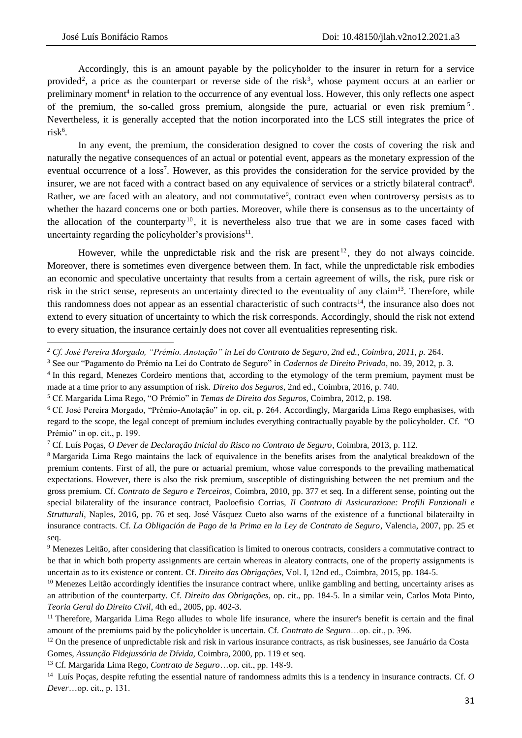Accordingly, this is an amount payable by the policyholder to the insurer in return for a service provided[2], a price as the counterpart or reverse side of the risk[3], whose payment occurs at an earlier or preliminary moment[4] in relation to the occurrence of any eventual loss. However, this only reflects one aspect of the premium, the so-called gross premium, alongside the pure, actuarial or even risk premium[5]. Nevertheless, it is generally accepted that the notion incorporated into the LCS still integrates the price of risk[6].

In any event, the premium, the consideration designed to cover the costs of covering the risk and naturally the negative consequences of an actual or potential event, appears as the monetary expression of the eventual occurrence of a loss[7]. However, as this provides the consideration for the service provided by the insurer, we are not faced with a contract based on any equivalence of services or a strictly bilateral contract[8]. Rather, we are faced with an aleatory, and not commutative[9], contract even when controversy persists as to whether the hazard concerns one or both parties. Moreover, while there is consensus as to the uncertainty of the allocation of the counterparty[10], it is nevertheless also true that we are in some cases faced with uncertainty regarding the policyholder's provisions[11].

However, while the unpredictable risk and the risk are present[12], they do not always coincide. Moreover, there is sometimes even divergence between them. In fact, while the unpredictable risk embodies an economic and speculative uncertainty that results from a certain agreement of wills, the risk, pure risk or risk in the strict sense, represents an uncertainty directed to the eventuality of any claim[13]. Therefore, while this randomness does not appear as an essential characteristic of such contracts[14], the insurance also does not extend to every situation of uncertainty to which the risk corresponds. Accordingly, should the risk not extend to every situation, the insurance certainly does not cover all eventualities representing risk.

---

[2] *Cf. José Pereira Morgado, "Prémio. Anotação" in Lei do Contrato de Seguro, 2nd ed., Coimbra, 2011, p.* 264.

[3] See our "Pagamento do Prémio na Lei do Contrato de Seguro" in *Cadernos de Direito Privado*, no. 39, 2012, p. 3.

[4] In this regard, Menezes Cordeiro mentions that, according to the etymology of the term premium, payment must be made at a time prior to any assumption of risk. *Direito dos Seguros*, 2nd ed., Coimbra, 2016, p. 740.

[5] Cf. Margarida Lima Rego, "O Prémio" in *Temas de Direito dos Seguros*, Coimbra, 2012, p. 198.

[6] Cf. José Pereira Morgado, "Prémio-Anotação" in op. cit, p. 264. Accordingly, Margarida Lima Rego emphasises, with regard to the scope, the legal concept of premium includes everything contractually payable by the policyholder. Cf. "O Prémio" in op. cit., p. 199.

[7] Cf. Luís Poças, *O Dever de Declaração Inicial do Risco no Contrato de Seguro*, Coimbra, 2013, p. 112.

[8] Margarida Lima Rego maintains the lack of equivalence in the benefits arises from the analytical breakdown of the premium contents. First of all, the pure or actuarial premium, whose value corresponds to the prevailing mathematical expectations. However, there is also the risk premium, susceptible of distinguishing between the net premium and the gross premium. Cf. *Contrato de Seguro e Terceiros*, Coimbra, 2010, pp. 377 et seq. In a different sense, pointing out the special bilaterality of the insurance contract, Paoloefisio Corrias, *Il Contratto di Assicurazione: Profili Funzionali e Strutturali*, Naples, 2016, pp. 76 et seq. José Vásquez Cueto also warns of the existence of a functional bilaterailty in insurance contracts. Cf. *La Obligación de Pago de la Prima en la Ley de Contrato de Seguro*, Valencia, 2007, pp. 25 et seq.

[9] Menezes Leitão, after considering that classification is limited to onerous contracts, considers a commutative contract to be that in which both property assignments are certain whereas in aleatory contracts, one of the property assignments is uncertain as to its existence or content. Cf. *Direito das Obrigações*, Vol. I, 12nd ed., Coimbra, 2015, pp. 184-5.

[10] Menezes Leitão accordingly identifies the insurance contract where, unlike gambling and betting, uncertainty arises as an attribution of the counterparty. Cf. *Direito das Obrigações*, op. cit., pp. 184-5. In a similar vein, Carlos Mota Pinto, *Teoria Geral do Direito Civil*, 4th ed., 2005, pp. 402-3.

[11] Therefore, Margarida Lima Rego alludes to whole life insurance, where the insurer's benefit is certain and the final amount of the premiums paid by the policyholder is uncertain. Cf. *Contrato de Seguro*…op. cit., p. 396.

[12] On the presence of unpredictable risk and risk in various insurance contracts, as risk businesses, see Januário da Costa Gomes, *Assunção Fidejussória de Dívida*, Coimbra, 2000, pp. 119 et seq.

[13] Cf. Margarida Lima Rego, *Contrato de Seguro*…op. cit., pp. 148-9.

[14] Luís Poças, despite refuting the essential nature of randomness admits this is a tendency in insurance contracts. Cf. *O Dever*…op. cit., p. 131.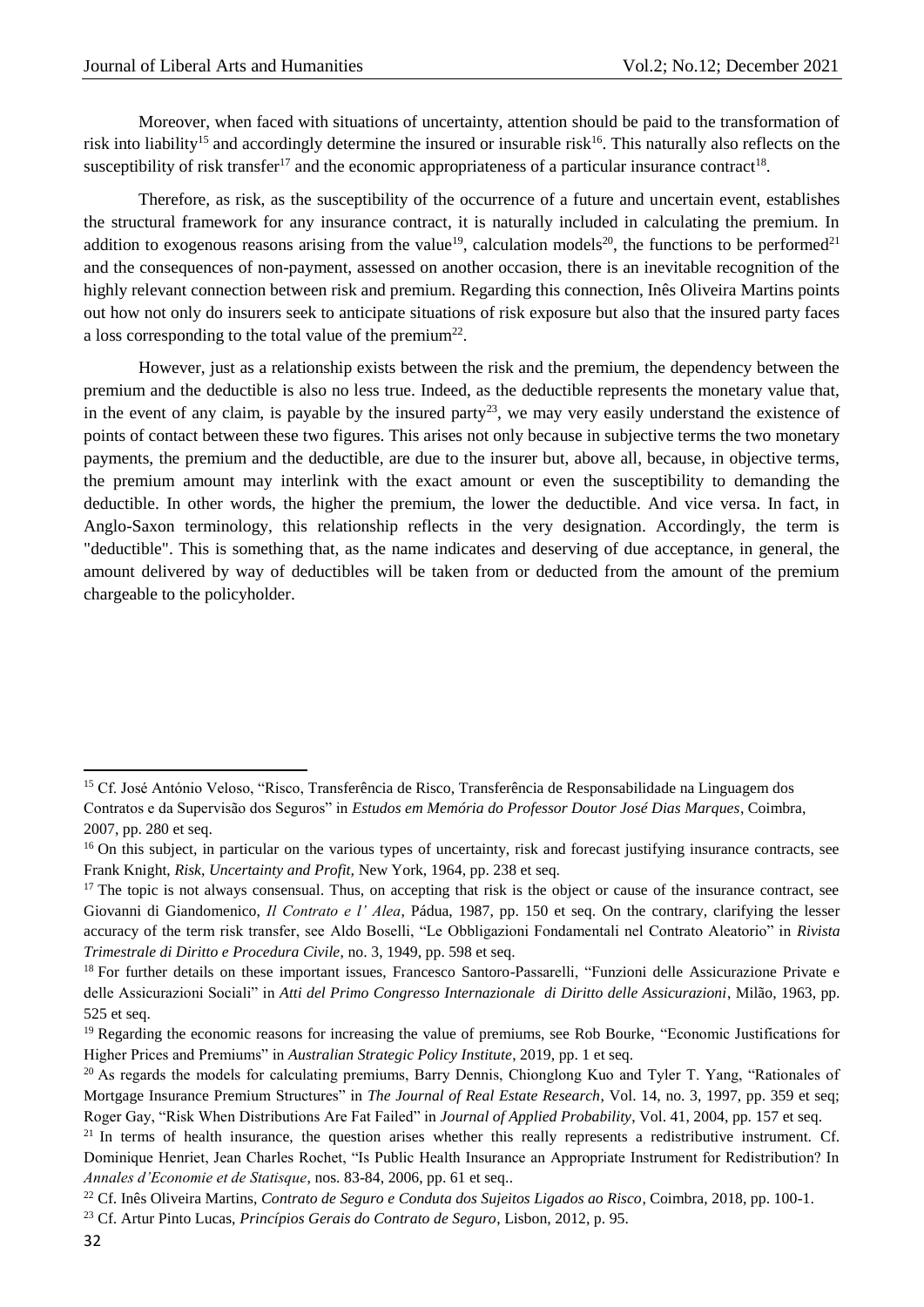Moreover, when faced with situations of uncertainty, attention should be paid to the transformation of risk into liability[15] and accordingly determine the insured or insurable risk[16]. This naturally also reflects on the susceptibility of risk transfer[17] and the economic appropriateness of a particular insurance contract[18].

Therefore, as risk, as the susceptibility of the occurrence of a future and uncertain event, establishes the structural framework for any insurance contract, it is naturally included in calculating the premium. In addition to exogenous reasons arising from the value[19], calculation models[20], the functions to be performed[21] and the consequences of non-payment, assessed on another occasion, there is an inevitable recognition of the highly relevant connection between risk and premium. Regarding this connection, Inês Oliveira Martins points out how not only do insurers seek to anticipate situations of risk exposure but also that the insured party faces a loss corresponding to the total value of the premium[22].

However, just as a relationship exists between the risk and the premium, the dependency between the premium and the deductible is also no less true. Indeed, as the deductible represents the monetary value that, in the event of any claim, is payable by the insured party[23], we may very easily understand the existence of points of contact between these two figures. This arises not only because in subjective terms the two monetary payments, the premium and the deductible, are due to the insurer but, above all, because, in objective terms, the premium amount may interlink with the exact amount or even the susceptibility to demanding the deductible. In other words, the higher the premium, the lower the deductible. And vice versa. In fact, in Anglo-Saxon terminology, this relationship reflects in the very designation. Accordingly, the term is "deductible". This is something that, as the name indicates and deserving of due acceptance, in general, the amount delivered by way of deductibles will be taken from or deducted from the amount of the premium chargeable to the policyholder.

---

[15] Cf. José António Veloso, "Risco, Transferência de Risco, Transferência de Responsabilidade na Linguagem dos Contratos e da Supervisão dos Seguros" in *Estudos em Memória do Professor Doutor José Dias Marques*, Coimbra, 2007, pp. 280 et seq.

[16] On this subject, in particular on the various types of uncertainty, risk and forecast justifying insurance contracts, see Frank Knight, *Risk, Uncertainty and Profit*, New York, 1964, pp. 238 et seq.

[17] The topic is not always consensual. Thus, on accepting that risk is the object or cause of the insurance contract, see Giovanni di Giandomenico, *Il Contrato e l' Alea*, Pádua, 1987, pp. 150 et seq. On the contrary, clarifying the lesser accuracy of the term risk transfer, see Aldo Boselli, "Le Obbligazioni Fondamentali nel Contrato Aleatorio" in *Rivista Trimestrale di Diritto e Procedura Civile*, no. 3, 1949, pp. 598 et seq.

[18] For further details on these important issues, Francesco Santoro-Passarelli, "Funzioni delle Assicurazione Private e delle Assicurazioni Sociali" in *Atti del Primo Congresso Internazionale di Diritto delle Assicurazioni*, Milão, 1963, pp. 525 et seq.

[19] Regarding the economic reasons for increasing the value of premiums, see Rob Bourke, "Economic Justifications for Higher Prices and Premiums" in *Australian Strategic Policy Institute*, 2019, pp. 1 et seq.

[20] As regards the models for calculating premiums, Barry Dennis, Chionglong Kuo and Tyler T. Yang, "Rationales of Mortgage Insurance Premium Structures" in *The Journal of Real Estate Research*, Vol. 14, no. 3, 1997, pp. 359 et seq; Roger Gay, "Risk When Distributions Are Fat Failed" in *Journal of Applied Probability*, Vol. 41, 2004, pp. 157 et seq.

[21] In terms of health insurance, the question arises whether this really represents a redistributive instrument. Cf. Dominique Henriet, Jean Charles Rochet, "Is Public Health Insurance an Appropriate Instrument for Redistribution? In *Annales d'Economie et de Statisque*, nos. 83-84, 2006, pp. 61 et seq..

[22] Cf. Inês Oliveira Martins, *Contrato de Seguro e Conduta dos Sujeitos Ligados ao Risco*, Coimbra, 2018, pp. 100-1.

[23] Cf. Artur Pinto Lucas, *Princípios Gerais do Contrato de Seguro*, Lisbon, 2012, p. 95.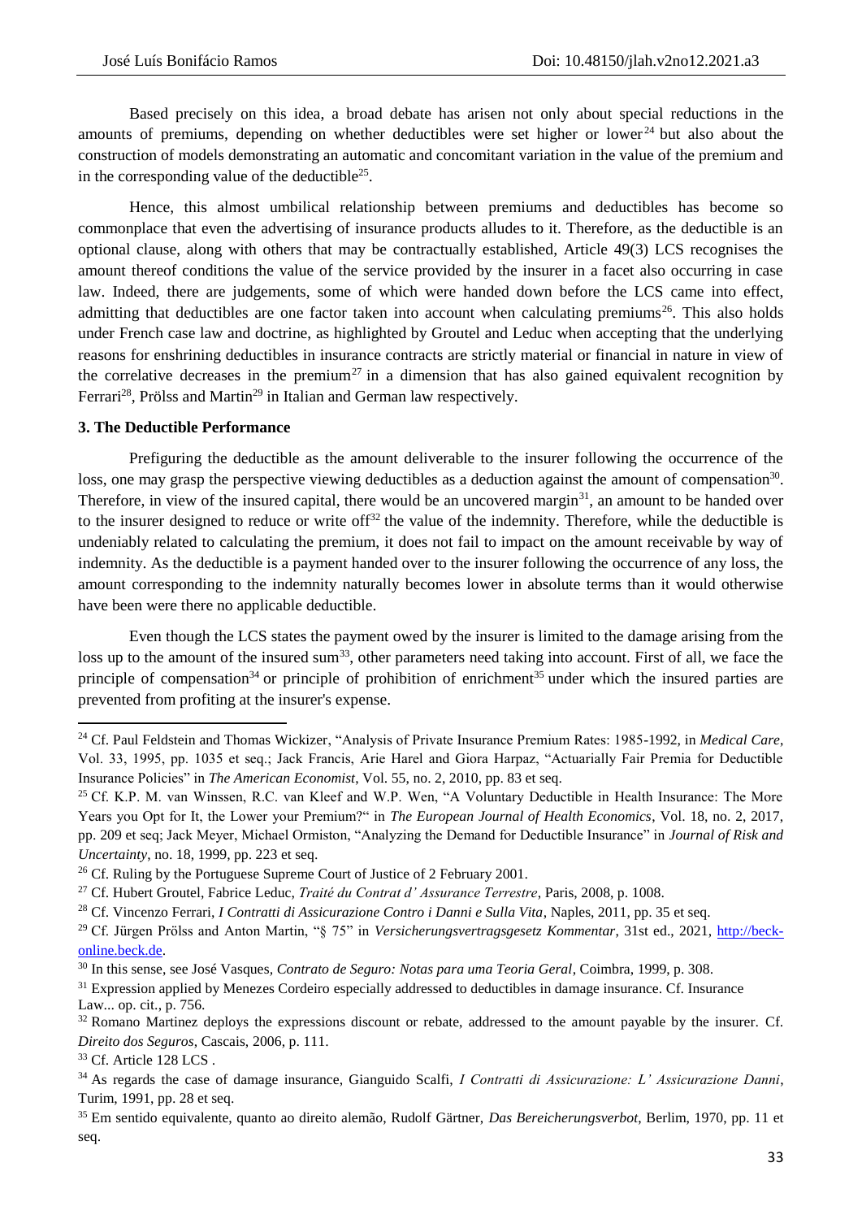Based precisely on this idea, a broad debate has arisen not only about special reductions in the amounts of premiums, depending on whether deductibles were set higher or lower[24] but also about the construction of models demonstrating an automatic and concomitant variation in the value of the premium and in the corresponding value of the deductible[25].

Hence, this almost umbilical relationship between premiums and deductibles has become so commonplace that even the advertising of insurance products alludes to it. Therefore, as the deductible is an optional clause, along with others that may be contractually established, Article 49(3) LCS recognises the amount thereof conditions the value of the service provided by the insurer in a facet also occurring in case law. Indeed, there are judgements, some of which were handed down before the LCS came into effect, admitting that deductibles are one factor taken into account when calculating premiums[26]. This also holds under French case law and doctrine, as highlighted by Groutel and Leduc when accepting that the underlying reasons for enshrining deductibles in insurance contracts are strictly material or financial in nature in view of the correlative decreases in the premium[27] in a dimension that has also gained equivalent recognition by Ferrari[28], Prölss and Martin[29] in Italian and German law respectively.

### 3. The Deductible Performance

Prefiguring the deductible as the amount deliverable to the insurer following the occurrence of the loss, one may grasp the perspective viewing deductibles as a deduction against the amount of compensation[30]. Therefore, in view of the insured capital, there would be an uncovered margin[31], an amount to be handed over to the insurer designed to reduce or write off[32] the value of the indemnity. Therefore, while the deductible is undeniably related to calculating the premium, it does not fail to impact on the amount receivable by way of indemnity. As the deductible is a payment handed over to the insurer following the occurrence of any loss, the amount corresponding to the indemnity naturally becomes lower in absolute terms than it would otherwise have been were there no applicable deductible.

Even though the LCS states the payment owed by the insurer is limited to the damage arising from the loss up to the amount of the insured sum[33], other parameters need taking into account. First of all, we face the principle of compensation[34] or principle of prohibition of enrichment[35] under which the insured parties are prevented from profiting at the insurer's expense.

---

[24] Cf. Paul Feldstein and Thomas Wickizer, "Analysis of Private Insurance Premium Rates: 1985-1992, in *Medical Care*, Vol. 33, 1995, pp. 1035 et seq.; Jack Francis, Arie Harel and Giora Harpaz, "Actuarially Fair Premia for Deductible Insurance Policies" in *The American Economist*, Vol. 55, no. 2, 2010, pp. 83 et seq.

[25] Cf. K.P. M. van Winssen, R.C. van Kleef and W.P. Wen, "A Voluntary Deductible in Health Insurance: The More Years you Opt for It, the Lower your Premium?" in *The European Journal of Health Economics*, Vol. 18, no. 2, 2017, pp. 209 et seq; Jack Meyer, Michael Ormiston, "Analyzing the Demand for Deductible Insurance" in *Journal of Risk and Uncertainty*, no. 18, 1999, pp. 223 et seq.

[26] Cf. Ruling by the Portuguese Supreme Court of Justice of 2 February 2001.

[27] Cf. Hubert Groutel, Fabrice Leduc, *Traité du Contrat d' Assurance Terrestre*, Paris, 2008, p. 1008.

[28] Cf. Vincenzo Ferrari, *I Contratti di Assicurazione Contro i Danni e Sulla Vita*, Naples, 2011, pp. 35 et seq.

[29] Cf. Jürgen Prölss and Anton Martin, "§ 75" in *Versicherungsvertragsgesetz Kommentar*, 31st ed., 2021, http://beck-online.beck.de.

[30] In this sense, see José Vasques, *Contrato de Seguro: Notas para uma Teoria Geral*, Coimbra, 1999, p. 308.

[31] Expression applied by Menezes Cordeiro especially addressed to deductibles in damage insurance. Cf. Insurance Law... op. cit., p. 756.

[32] Romano Martinez deploys the expressions discount or rebate, addressed to the amount payable by the insurer. Cf. *Direito dos Seguros*, Cascais, 2006, p. 111.

[33] Cf. Article 128 LCS .

[34] As regards the case of damage insurance, Gianguido Scalfi, *I Contratti di Assicurazione: L' Assicurazione Danni*, Turim, 1991, pp. 28 et seq.

[35] Em sentido equivalente, quanto ao direito alemão, Rudolf Gärtner, *Das Bereicherungsverbot*, Berlim, 1970, pp. 11 et seq.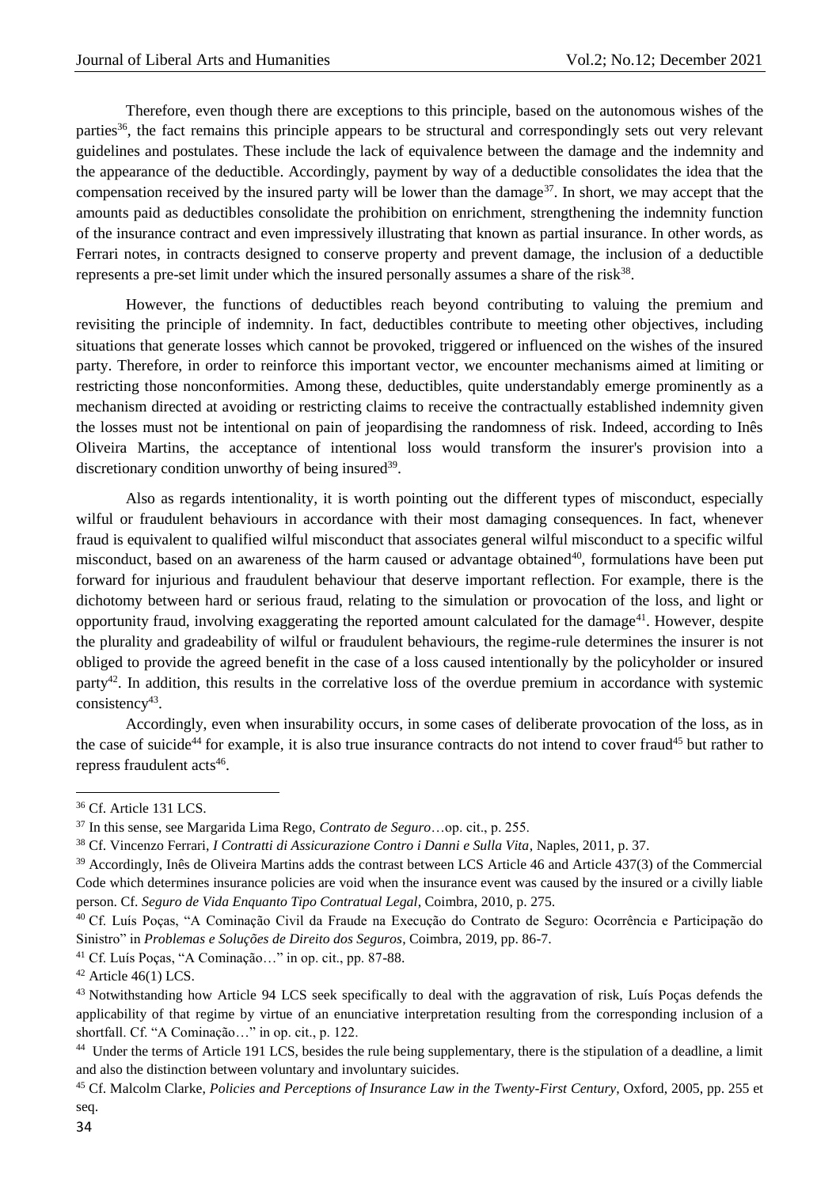Therefore, even though there are exceptions to this principle, based on the autonomous wishes of the parties[36], the fact remains this principle appears to be structural and correspondingly sets out very relevant guidelines and postulates. These include the lack of equivalence between the damage and the indemnity and the appearance of the deductible. Accordingly, payment by way of a deductible consolidates the idea that the compensation received by the insured party will be lower than the damage[37]. In short, we may accept that the amounts paid as deductibles consolidate the prohibition on enrichment, strengthening the indemnity function of the insurance contract and even impressively illustrating that known as partial insurance. In other words, as Ferrari notes, in contracts designed to conserve property and prevent damage, the inclusion of a deductible represents a pre-set limit under which the insured personally assumes a share of the risk[38].

However, the functions of deductibles reach beyond contributing to valuing the premium and revisiting the principle of indemnity. In fact, deductibles contribute to meeting other objectives, including situations that generate losses which cannot be provoked, triggered or influenced on the wishes of the insured party. Therefore, in order to reinforce this important vector, we encounter mechanisms aimed at limiting or restricting those nonconformities. Among these, deductibles, quite understandably emerge prominently as a mechanism directed at avoiding or restricting claims to receive the contractually established indemnity given the losses must not be intentional on pain of jeopardising the randomness of risk. Indeed, according to Inês Oliveira Martins, the acceptance of intentional loss would transform the insurer's provision into a discretionary condition unworthy of being insured[39].

Also as regards intentionality, it is worth pointing out the different types of misconduct, especially wilful or fraudulent behaviours in accordance with their most damaging consequences. In fact, whenever fraud is equivalent to qualified wilful misconduct that associates general wilful misconduct to a specific wilful misconduct, based on an awareness of the harm caused or advantage obtained[40], formulations have been put forward for injurious and fraudulent behaviour that deserve important reflection. For example, there is the dichotomy between hard or serious fraud, relating to the simulation or provocation of the loss, and light or opportunity fraud, involving exaggerating the reported amount calculated for the damage[41]. However, despite the plurality and gradeability of wilful or fraudulent behaviours, the regime-rule determines the insurer is not obliged to provide the agreed benefit in the case of a loss caused intentionally by the policyholder or insured party[42]. In addition, this results in the correlative loss of the overdue premium in accordance with systemic consistency[43].

Accordingly, even when insurability occurs, in some cases of deliberate provocation of the loss, as in the case of suicide[44] for example, it is also true insurance contracts do not intend to cover fraud[45] but rather to repress fraudulent acts[46].

---

[36] Cf. Article 131 LCS.

[37] In this sense, see Margarida Lima Rego, *Contrato de Seguro*…op. cit., p. 255.

[38] Cf. Vincenzo Ferrari, *I Contratti di Assicurazione Contro i Danni e Sulla Vita*, Naples, 2011, p. 37.

[39] Accordingly, Inês de Oliveira Martins adds the contrast between LCS Article 46 and Article 437(3) of the Commercial Code which determines insurance policies are void when the insurance event was caused by the insured or a civilly liable person. Cf. *Seguro de Vida Enquanto Tipo Contratual Legal*, Coimbra, 2010, p. 275.

[40] Cf. Luís Poças, "A Cominação Civil da Fraude na Execução do Contrato de Seguro: Ocorrência e Participação do Sinistro" in *Problemas e Soluções de Direito dos Seguros*, Coimbra, 2019, pp. 86-7.

[41] Cf. Luís Poças, "A Cominação…" in op. cit., pp. 87-88.

[42] Article 46(1) LCS.

[43] Notwithstanding how Article 94 LCS seek specifically to deal with the aggravation of risk, Luís Poças defends the applicability of that regime by virtue of an enunciative interpretation resulting from the corresponding inclusion of a shortfall. Cf. "A Cominação…" in op. cit., p. 122.

[44] Under the terms of Article 191 LCS, besides the rule being supplementary, there is the stipulation of a deadline, a limit and also the distinction between voluntary and involuntary suicides.

[45] Cf. Malcolm Clarke, *Policies and Perceptions of Insurance Law in the Twenty-First Century*, Oxford, 2005, pp. 255 et seq.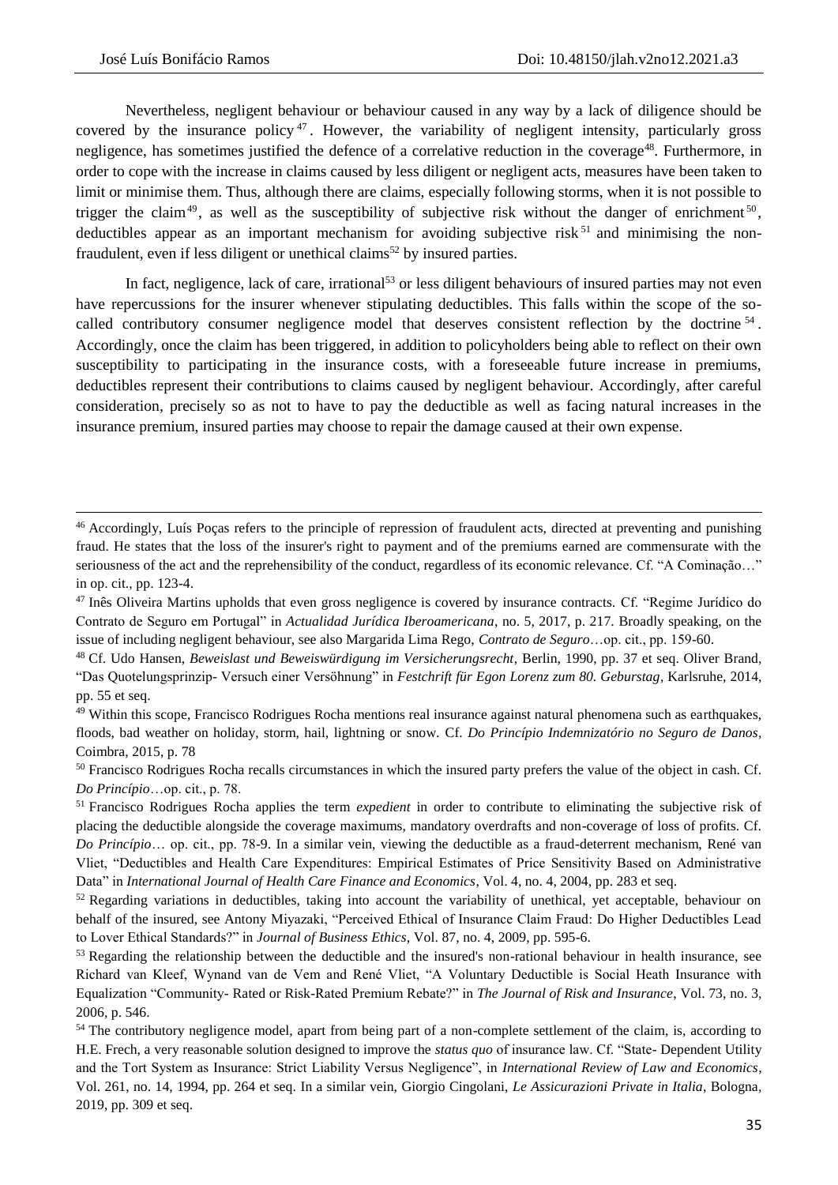Nevertheless, negligent behaviour or behaviour caused in any way by a lack of diligence should be covered by the insurance policy[47]. However, the variability of negligent intensity, particularly gross negligence, has sometimes justified the defence of a correlative reduction in the coverage[48]. Furthermore, in order to cope with the increase in claims caused by less diligent or negligent acts, measures have been taken to limit or minimise them. Thus, although there are claims, especially following storms, when it is not possible to trigger the claim[49], as well as the susceptibility of subjective risk without the danger of enrichment[50], deductibles appear as an important mechanism for avoiding subjective risk[51] and minimising the non-fraudulent, even if less diligent or unethical claims[52] by insured parties.

In fact, negligence, lack of care, irrational[53] or less diligent behaviours of insured parties may not even have repercussions for the insurer whenever stipulating deductibles. This falls within the scope of the so-called contributory consumer negligence model that deserves consistent reflection by the doctrine[54]. Accordingly, once the claim has been triggered, in addition to policyholders being able to reflect on their own susceptibility to participating in the insurance costs, with a foreseeable future increase in premiums, deductibles represent their contributions to claims caused by negligent behaviour. Accordingly, after careful consideration, precisely so as not to have to pay the deductible as well as facing natural increases in the insurance premium, insured parties may choose to repair the damage caused at their own expense.

---

[46] Accordingly, Luís Poças refers to the principle of repression of fraudulent acts, directed at preventing and punishing fraud. He states that the loss of the insurer's right to payment and of the premiums earned are commensurate with the seriousness of the act and the reprehensibility of the conduct, regardless of its economic relevance. Cf. "A Cominação…" in op. cit., pp. 123-4.

[47] Inês Oliveira Martins upholds that even gross negligence is covered by insurance contracts. Cf. "Regime Jurídico do Contrato de Seguro em Portugal" in *Actualidad Jurídica Iberoamericana*, no. 5, 2017, p. 217. Broadly speaking, on the issue of including negligent behaviour, see also Margarida Lima Rego, *Contrato de Seguro*…op. cit., pp. 159-60.

[48] Cf. Udo Hansen, *Beweislast und Beweiswürdigung im Versicherungsrecht*, Berlin, 1990, pp. 37 et seq. Oliver Brand, "Das Quotelungsprinzip- Versuch einer Versöhnung" in *Festchrift für Egon Lorenz zum 80. Geburstag*, Karlsruhe, 2014, pp. 55 et seq.

[49] Within this scope, Francisco Rodrigues Rocha mentions real insurance against natural phenomena such as earthquakes, floods, bad weather on holiday, storm, hail, lightning or snow. Cf. *Do Princípio Indemnizatório no Seguro de Danos*, Coimbra, 2015, p. 78

[50] Francisco Rodrigues Rocha recalls circumstances in which the insured party prefers the value of the object in cash. Cf. *Do Princípio*…op. cit., p. 78.

[51] Francisco Rodrigues Rocha applies the term *expedient* in order to contribute to eliminating the subjective risk of placing the deductible alongside the coverage maximums, mandatory overdrafts and non-coverage of loss of profits. Cf. *Do Princípio*… op. cit., pp. 78-9. In a similar vein, viewing the deductible as a fraud-deterrent mechanism, René van Vliet, "Deductibles and Health Care Expenditures: Empirical Estimates of Price Sensitivity Based on Administrative Data" in *International Journal of Health Care Finance and Economics*, Vol. 4, no. 4, 2004, pp. 283 et seq.

[52] Regarding variations in deductibles, taking into account the variability of unethical, yet acceptable, behaviour on behalf of the insured, see Antony Miyazaki, "Perceived Ethical of Insurance Claim Fraud: Do Higher Deductibles Lead to Lover Ethical Standards?" in *Journal of Business Ethics*, Vol. 87, no. 4, 2009, pp. 595-6.

[53] Regarding the relationship between the deductible and the insured's non-rational behaviour in health insurance, see Richard van Kleef, Wynand van de Vem and René Vliet, "A Voluntary Deductible is Social Heath Insurance with Equalization "Community- Rated or Risk-Rated Premium Rebate?" in *The Journal of Risk and Insurance*, Vol. 73, no. 3, 2006, p. 546.

[54] The contributory negligence model, apart from being part of a non-complete settlement of the claim, is, according to H.E. Frech, a very reasonable solution designed to improve the *status quo* of insurance law. Cf. "State- Dependent Utility and the Tort System as Insurance: Strict Liability Versus Negligence", in *International Review of Law and Economics*, Vol. 261, no. 14, 1994, pp. 264 et seq. In a similar vein, Giorgio Cingolani, *Le Assicurazioni Private in Italia*, Bologna, 2019, pp. 309 et seq.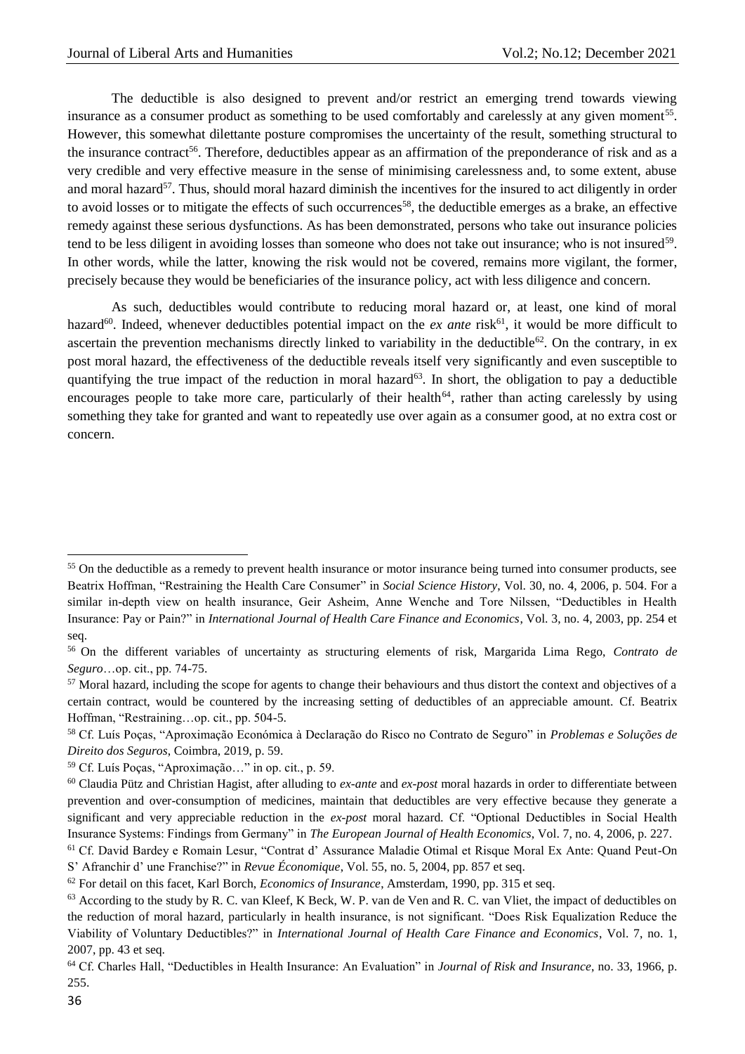The deductible is also designed to prevent and/or restrict an emerging trend towards viewing insurance as a consumer product as something to be used comfortably and carelessly at any given moment[55]. However, this somewhat dilettante posture compromises the uncertainty of the result, something structural to the insurance contract[56]. Therefore, deductibles appear as an affirmation of the preponderance of risk and as a very credible and very effective measure in the sense of minimising carelessness and, to some extent, abuse and moral hazard[57]. Thus, should moral hazard diminish the incentives for the insured to act diligently in order to avoid losses or to mitigate the effects of such occurrences[58], the deductible emerges as a brake, an effective remedy against these serious dysfunctions. As has been demonstrated, persons who take out insurance policies tend to be less diligent in avoiding losses than someone who does not take out insurance; who is not insured[59]. In other words, while the latter, knowing the risk would not be covered, remains more vigilant, the former, precisely because they would be beneficiaries of the insurance policy, act with less diligence and concern.

As such, deductibles would contribute to reducing moral hazard or, at least, one kind of moral hazard[60]. Indeed, whenever deductibles potential impact on the *ex ante* risk[61], it would be more difficult to ascertain the prevention mechanisms directly linked to variability in the deductible[62]. On the contrary, in ex post moral hazard, the effectiveness of the deductible reveals itself very significantly and even susceptible to quantifying the true impact of the reduction in moral hazard[63]. In short, the obligation to pay a deductible encourages people to take more care, particularly of their health[64], rather than acting carelessly by using something they take for granted and want to repeatedly use over again as a consumer good, at no extra cost or concern.

---

[55] On the deductible as a remedy to prevent health insurance or motor insurance being turned into consumer products, see Beatrix Hoffman, "Restraining the Health Care Consumer" in *Social Science History*, Vol. 30, no. 4, 2006, p. 504. For a similar in-depth view on health insurance, Geir Asheim, Anne Wenche and Tore Nilssen, "Deductibles in Health Insurance: Pay or Pain?" in *International Journal of Health Care Finance and Economics*, Vol. 3, no. 4, 2003, pp. 254 et seq.

[56] On the different variables of uncertainty as structuring elements of risk, Margarida Lima Rego, *Contrato de Seguro*…op. cit., pp. 74-75.

[57] Moral hazard, including the scope for agents to change their behaviours and thus distort the context and objectives of a certain contract, would be countered by the increasing setting of deductibles of an appreciable amount. Cf. Beatrix Hoffman, "Restraining…op. cit., pp. 504-5.

[58] Cf. Luís Poças, "Aproximação Económica à Declaração do Risco no Contrato de Seguro" in *Problemas e Soluções de Direito dos Seguros*, Coimbra, 2019, p. 59.

[59] Cf. Luís Poças, "Aproximação…" in op. cit., p. 59.

[60] Claudia Pütz and Christian Hagist, after alluding to *ex-ante* and *ex-post* moral hazards in order to differentiate between prevention and over-consumption of medicines, maintain that deductibles are very effective because they generate a significant and very appreciable reduction in the *ex-post* moral hazard. Cf. "Optional Deductibles in Social Health Insurance Systems: Findings from Germany" in *The European Journal of Health Economics*, Vol. 7, no. 4, 2006, p. 227.

[61] Cf. David Bardey e Romain Lesur, "Contrat d' Assurance Maladie Otimal et Risque Moral Ex Ante: Quand Peut-On S' Afranchir d' une Franchise?" in *Revue Économique*, Vol. 55, no. 5, 2004, pp. 857 et seq.

[62] For detail on this facet, Karl Borch, *Economics of Insurance*, Amsterdam, 1990, pp. 315 et seq.

[63] According to the study by R. C. van Kleef, K Beck, W. P. van de Ven and R. C. van Vliet, the impact of deductibles on the reduction of moral hazard, particularly in health insurance, is not significant. "Does Risk Equalization Reduce the Viability of Voluntary Deductibles?" in *International Journal of Health Care Finance and Economics*, Vol. 7, no. 1, 2007, pp. 43 et seq.

[64] Cf. Charles Hall, "Deductibles in Health Insurance: An Evaluation" in *Journal of Risk and Insurance*, no. 33, 1966, p. 255.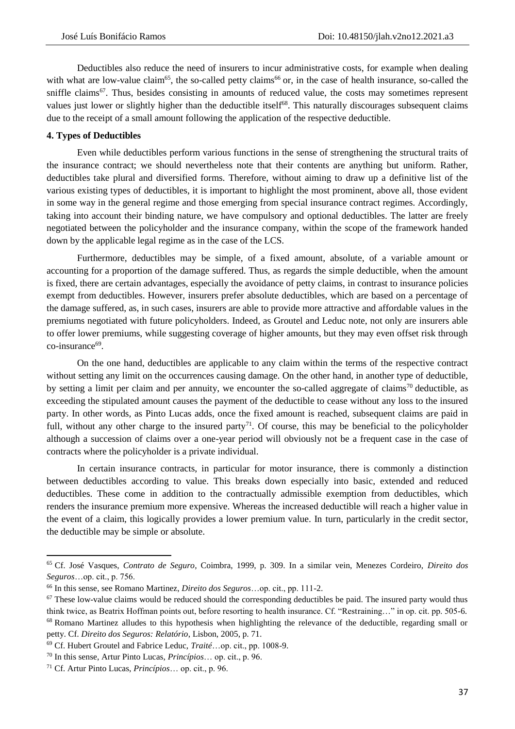Deductibles also reduce the need of insurers to incur administrative costs, for example when dealing with what are low-value claim[65], the so-called petty claims[66] or, in the case of health insurance, so-called the sniffle claims[67]. Thus, besides consisting in amounts of reduced value, the costs may sometimes represent values just lower or slightly higher than the deductible itself[68]. This naturally discourages subsequent claims due to the receipt of a small amount following the application of the respective deductible.

## 4. Types of Deductibles

Even while deductibles perform various functions in the sense of strengthening the structural traits of the insurance contract; we should nevertheless note that their contents are anything but uniform. Rather, deductibles take plural and diversified forms. Therefore, without aiming to draw up a definitive list of the various existing types of deductibles, it is important to highlight the most prominent, above all, those evident in some way in the general regime and those emerging from special insurance contract regimes. Accordingly, taking into account their binding nature, we have compulsory and optional deductibles. The latter are freely negotiated between the policyholder and the insurance company, within the scope of the framework handed down by the applicable legal regime as in the case of the LCS.

Furthermore, deductibles may be simple, of a fixed amount, absolute, of a variable amount or accounting for a proportion of the damage suffered. Thus, as regards the simple deductible, when the amount is fixed, there are certain advantages, especially the avoidance of petty claims, in contrast to insurance policies exempt from deductibles. However, insurers prefer absolute deductibles, which are based on a percentage of the damage suffered, as, in such cases, insurers are able to provide more attractive and affordable values in the premiums negotiated with future policyholders. Indeed, as Groutel and Leduc note, not only are insurers able to offer lower premiums, while suggesting coverage of higher amounts, but they may even offset risk through co-insurance[69].

On the one hand, deductibles are applicable to any claim within the terms of the respective contract without setting any limit on the occurrences causing damage. On the other hand, in another type of deductible, by setting a limit per claim and per annuity, we encounter the so-called aggregate of claims[70] deductible, as exceeding the stipulated amount causes the payment of the deductible to cease without any loss to the insured party. In other words, as Pinto Lucas adds, once the fixed amount is reached, subsequent claims are paid in full, without any other charge to the insured party[71]. Of course, this may be beneficial to the policyholder although a succession of claims over a one-year period will obviously not be a frequent case in the case of contracts where the policyholder is a private individual.

In certain insurance contracts, in particular for motor insurance, there is commonly a distinction between deductibles according to value. This breaks down especially into basic, extended and reduced deductibles. These come in addition to the contractually admissible exemption from deductibles, which renders the insurance premium more expensive. Whereas the increased deductible will reach a higher value in the event of a claim, this logically provides a lower premium value. In turn, particularly in the credit sector, the deductible may be simple or absolute.

---

[65] Cf. José Vasques, *Contrato de Seguro*, Coimbra, 1999, p. 309. In a similar vein, Menezes Cordeiro, *Direito dos Seguros*…op. cit., p. 756.

[66] In this sense, see Romano Martinez, *Direito dos Seguros*…op. cit., pp. 111-2.

[67] These low-value claims would be reduced should the corresponding deductibles be paid. The insured party would thus think twice, as Beatrix Hoffman points out, before resorting to health insurance. Cf. "Restraining…" in op. cit. pp. 505-6.

[68] Romano Martinez alludes to this hypothesis when highlighting the relevance of the deductible, regarding small or petty. Cf. *Direito dos Seguros: Relatório*, Lisbon, 2005, p. 71.

[69] Cf. Hubert Groutel and Fabrice Leduc, *Traité*…op. cit., pp. 1008-9.

[70] In this sense, Artur Pinto Lucas, *Princípios*… op. cit., p. 96.

[71] Cf. Artur Pinto Lucas, *Princípios*… op. cit., p. 96.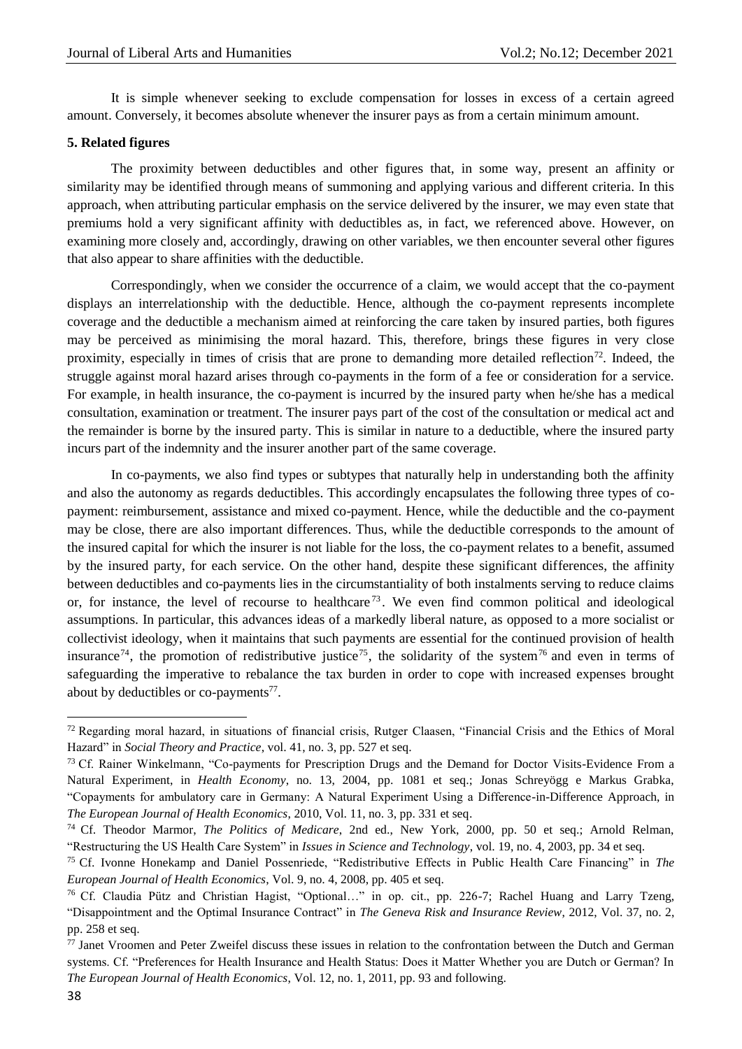It is simple whenever seeking to exclude compensation for losses in excess of a certain agreed amount. Conversely, it becomes absolute whenever the insurer pays as from a certain minimum amount.

### 5. Related figures

The proximity between deductibles and other figures that, in some way, present an affinity or similarity may be identified through means of summoning and applying various and different criteria. In this approach, when attributing particular emphasis on the service delivered by the insurer, we may even state that premiums hold a very significant affinity with deductibles as, in fact, we referenced above. However, on examining more closely and, accordingly, drawing on other variables, we then encounter several other figures that also appear to share affinities with the deductible.

Correspondingly, when we consider the occurrence of a claim, we would accept that the co-payment displays an interrelationship with the deductible. Hence, although the co-payment represents incomplete coverage and the deductible a mechanism aimed at reinforcing the care taken by insured parties, both figures may be perceived as minimising the moral hazard. This, therefore, brings these figures in very close proximity, especially in times of crisis that are prone to demanding more detailed reflection[72]. Indeed, the struggle against moral hazard arises through co-payments in the form of a fee or consideration for a service. For example, in health insurance, the co-payment is incurred by the insured party when he/she has a medical consultation, examination or treatment. The insurer pays part of the cost of the consultation or medical act and the remainder is borne by the insured party. This is similar in nature to a deductible, where the insured party incurs part of the indemnity and the insurer another part of the same coverage.

In co-payments, we also find types or subtypes that naturally help in understanding both the affinity and also the autonomy as regards deductibles. This accordingly encapsulates the following three types of co-payment: reimbursement, assistance and mixed co-payment. Hence, while the deductible and the co-payment may be close, there are also important differences. Thus, while the deductible corresponds to the amount of the insured capital for which the insurer is not liable for the loss, the co-payment relates to a benefit, assumed by the insured party, for each service. On the other hand, despite these significant differences, the affinity between deductibles and co-payments lies in the circumstantiality of both instalments serving to reduce claims or, for instance, the level of recourse to healthcare[73]. We even find common political and ideological assumptions. In particular, this advances ideas of a markedly liberal nature, as opposed to a more socialist or collectivist ideology, when it maintains that such payments are essential for the continued provision of health insurance[74], the promotion of redistributive justice[75], the solidarity of the system[76] and even in terms of safeguarding the imperative to rebalance the tax burden in order to cope with increased expenses brought about by deductibles or co-payments[77].

---

[72] Regarding moral hazard, in situations of financial crisis, Rutger Claasen, "Financial Crisis and the Ethics of Moral Hazard" in *Social Theory and Practice*, vol. 41, no. 3, pp. 527 et seq.

[73] Cf. Rainer Winkelmann, "Co-payments for Prescription Drugs and the Demand for Doctor Visits-Evidence From a Natural Experiment, in *Health Economy*, no. 13, 2004, pp. 1081 et seq.; Jonas Schreyögg e Markus Grabka, "Copayments for ambulatory care in Germany: A Natural Experiment Using a Difference-in-Difference Approach, in *The European Journal of Health Economics*, 2010, Vol. 11, no. 3, pp. 331 et seq.

[74] Cf. Theodor Marmor, *The Politics of Medicare*, 2nd ed., New York, 2000, pp. 50 et seq.; Arnold Relman, "Restructuring the US Health Care System" in *Issues in Science and Technology*, vol. 19, no. 4, 2003, pp. 34 et seq.

[75] Cf. Ivonne Honekamp and Daniel Possenriede, "Redistributive Effects in Public Health Care Financing" in *The European Journal of Health Economics*, Vol. 9, no. 4, 2008, pp. 405 et seq.

[76] Cf. Claudia Pütz and Christian Hagist, "Optional…" in op. cit., pp. 226-7; Rachel Huang and Larry Tzeng, "Disappointment and the Optimal Insurance Contract" in *The Geneva Risk and Insurance Review*, 2012, Vol. 37, no. 2, pp. 258 et seq.

[77] Janet Vroomen and Peter Zweifel discuss these issues in relation to the confrontation between the Dutch and German systems. Cf. "Preferences for Health Insurance and Health Status: Does it Matter Whether you are Dutch or German? In *The European Journal of Health Economics*, Vol. 12, no. 1, 2011, pp. 93 and following.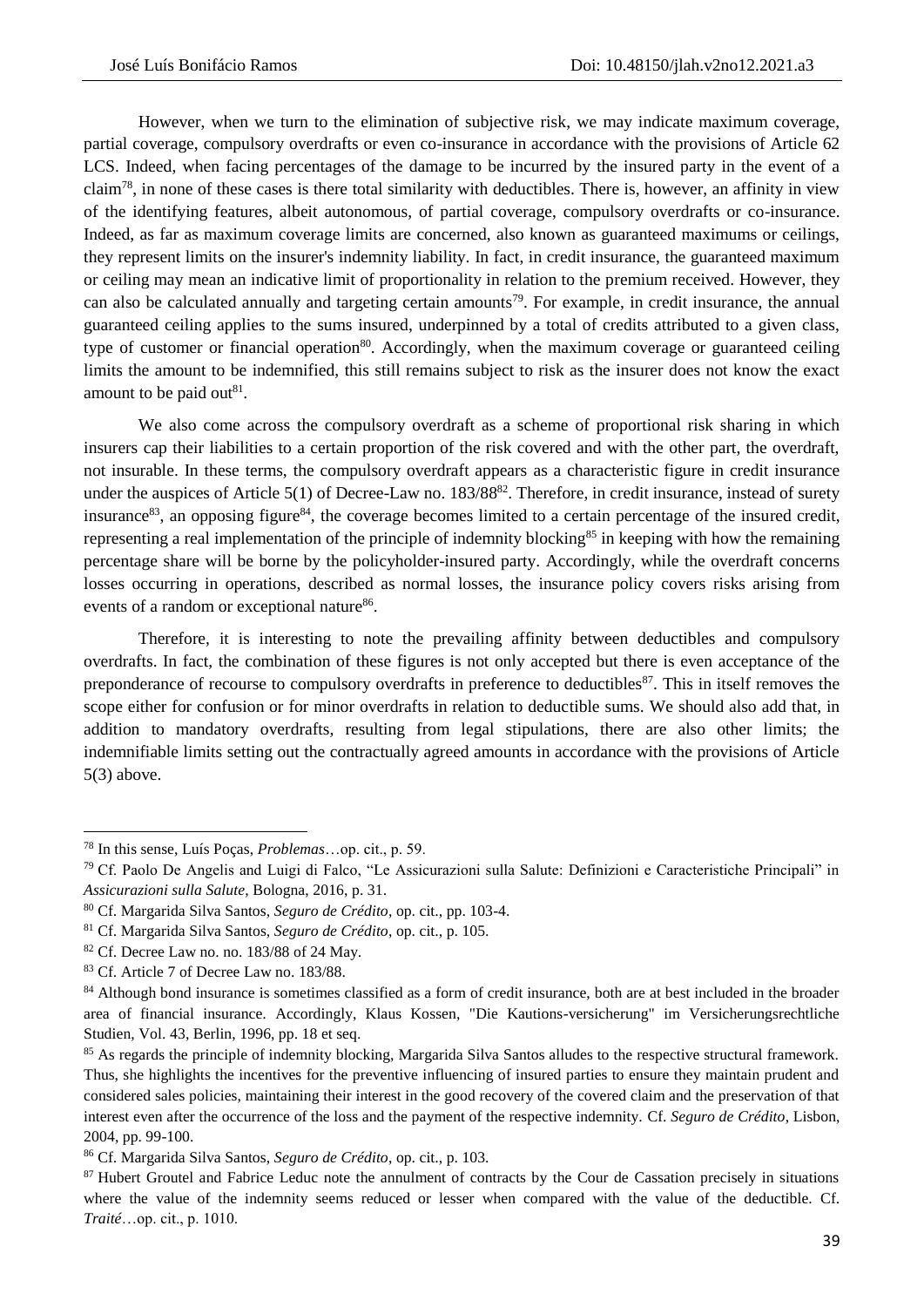However, when we turn to the elimination of subjective risk, we may indicate maximum coverage, partial coverage, compulsory overdrafts or even co-insurance in accordance with the provisions of Article 62 LCS. Indeed, when facing percentages of the damage to be incurred by the insured party in the event of a claim[78], in none of these cases is there total similarity with deductibles. There is, however, an affinity in view of the identifying features, albeit autonomous, of partial coverage, compulsory overdrafts or co-insurance. Indeed, as far as maximum coverage limits are concerned, also known as guaranteed maximums or ceilings, they represent limits on the insurer's indemnity liability. In fact, in credit insurance, the guaranteed maximum or ceiling may mean an indicative limit of proportionality in relation to the premium received. However, they can also be calculated annually and targeting certain amounts[79]. For example, in credit insurance, the annual guaranteed ceiling applies to the sums insured, underpinned by a total of credits attributed to a given class, type of customer or financial operation[80]. Accordingly, when the maximum coverage or guaranteed ceiling limits the amount to be indemnified, this still remains subject to risk as the insurer does not know the exact amount to be paid out[81].

We also come across the compulsory overdraft as a scheme of proportional risk sharing in which insurers cap their liabilities to a certain proportion of the risk covered and with the other part, the overdraft, not insurable. In these terms, the compulsory overdraft appears as a characteristic figure in credit insurance under the auspices of Article 5(1) of Decree-Law no. 183/88[82]. Therefore, in credit insurance, instead of surety insurance[83], an opposing figure[84], the coverage becomes limited to a certain percentage of the insured credit, representing a real implementation of the principle of indemnity blocking[85] in keeping with how the remaining percentage share will be borne by the policyholder-insured party. Accordingly, while the overdraft concerns losses occurring in operations, described as normal losses, the insurance policy covers risks arising from events of a random or exceptional nature[86].

Therefore, it is interesting to note the prevailing affinity between deductibles and compulsory overdrafts. In fact, the combination of these figures is not only accepted but there is even acceptance of the preponderance of recourse to compulsory overdrafts in preference to deductibles[87]. This in itself removes the scope either for confusion or for minor overdrafts in relation to deductible sums. We should also add that, in addition to mandatory overdrafts, resulting from legal stipulations, there are also other limits; the indemnifiable limits setting out the contractually agreed amounts in accordance with the provisions of Article 5(3) above.

---

[78] In this sense, Luís Poças, *Problemas*…op. cit., p. 59.

[79] Cf. Paolo De Angelis and Luigi di Falco, "Le Assicurazioni sulla Salute: Definizioni e Caratteristiche Principali" in *Assicurazioni sulla Salute*, Bologna, 2016, p. 31.

[80] Cf. Margarida Silva Santos, *Seguro de Crédito*, op. cit., pp. 103-4.

[81] Cf. Margarida Silva Santos, *Seguro de Crédito*, op. cit., p. 105.

[82] Cf. Decree Law no. no. 183/88 of 24 May.

[83] Cf. Article 7 of Decree Law no. 183/88.

[84] Although bond insurance is sometimes classified as a form of credit insurance, both are at best included in the broader area of financial insurance. Accordingly, Klaus Kossen, "Die Kautions-versicherung" im Versicherungsrechtliche Studien, Vol. 43, Berlin, 1996, pp. 18 et seq.

[85] As regards the principle of indemnity blocking, Margarida Silva Santos alludes to the respective structural framework. Thus, she highlights the incentives for the preventive influencing of insured parties to ensure they maintain prudent and considered sales policies, maintaining their interest in the good recovery of the covered claim and the preservation of that interest even after the occurrence of the loss and the payment of the respective indemnity. Cf. *Seguro de Crédito*, Lisbon, 2004, pp. 99-100.

[86] Cf. Margarida Silva Santos, *Seguro de Crédito*, op. cit., p. 103.

[87] Hubert Groutel and Fabrice Leduc note the annulment of contracts by the Cour de Cassation precisely in situations where the value of the indemnity seems reduced or lesser when compared with the value of the deductible. Cf. *Traité*…op. cit., p. 1010.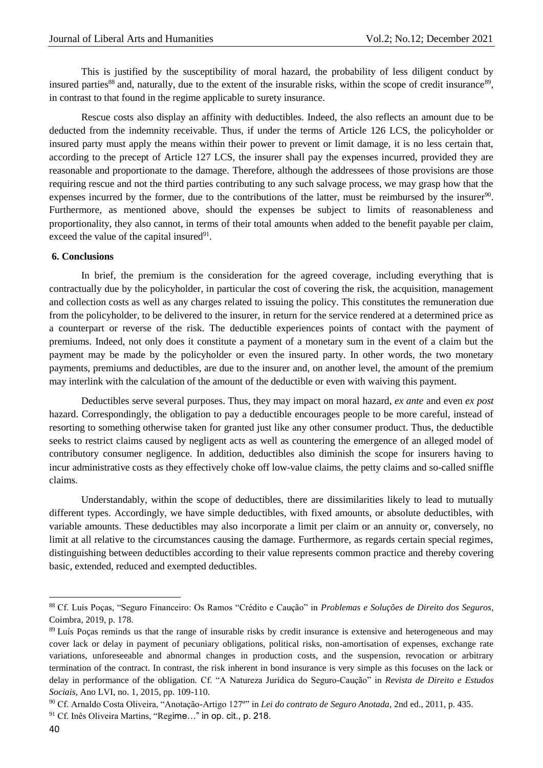This is justified by the susceptibility of moral hazard, the probability of less diligent conduct by insured parties[88] and, naturally, due to the extent of the insurable risks, within the scope of credit insurance[89], in contrast to that found in the regime applicable to surety insurance.

Rescue costs also display an affinity with deductibles. Indeed, the also reflects an amount due to be deducted from the indemnity receivable. Thus, if under the terms of Article 126 LCS, the policyholder or insured party must apply the means within their power to prevent or limit damage, it is no less certain that, according to the precept of Article 127 LCS, the insurer shall pay the expenses incurred, provided they are reasonable and proportionate to the damage. Therefore, although the addressees of those provisions are those requiring rescue and not the third parties contributing to any such salvage process, we may grasp how that the expenses incurred by the former, due to the contributions of the latter, must be reimbursed by the insurer[90]. Furthermore, as mentioned above, should the expenses be subject to limits of reasonableness and proportionality, they also cannot, in terms of their total amounts when added to the benefit payable per claim, exceed the value of the capital insured[91].

## 6. Conclusions

In brief, the premium is the consideration for the agreed coverage, including everything that is contractually due by the policyholder, in particular the cost of covering the risk, the acquisition, management and collection costs as well as any charges related to issuing the policy. This constitutes the remuneration due from the policyholder, to be delivered to the insurer, in return for the service rendered at a determined price as a counterpart or reverse of the risk. The deductible experiences points of contact with the payment of premiums. Indeed, not only does it constitute a payment of a monetary sum in the event of a claim but the payment may be made by the policyholder or even the insured party. In other words, the two monetary payments, premiums and deductibles, are due to the insurer and, on another level, the amount of the premium may interlink with the calculation of the amount of the deductible or even with waiving this payment.

Deductibles serve several purposes. Thus, they may impact on moral hazard, *ex ante* and even *ex post* hazard. Correspondingly, the obligation to pay a deductible encourages people to be more careful, instead of resorting to something otherwise taken for granted just like any other consumer product. Thus, the deductible seeks to restrict claims caused by negligent acts as well as countering the emergence of an alleged model of contributory consumer negligence. In addition, deductibles also diminish the scope for insurers having to incur administrative costs as they effectively choke off low-value claims, the petty claims and so-called sniffle claims.

Understandably, within the scope of deductibles, there are dissimilarities likely to lead to mutually different types. Accordingly, we have simple deductibles, with fixed amounts, or absolute deductibles, with variable amounts. These deductibles may also incorporate a limit per claim or an annuity or, conversely, no limit at all relative to the circumstances causing the damage. Furthermore, as regards certain special regimes, distinguishing between deductibles according to their value represents common practice and thereby covering basic, extended, reduced and exempted deductibles.

---

[88] Cf. Luís Poças, "Seguro Financeiro: Os Ramos "Crédito e Caução" in *Problemas e Soluções de Direito dos Seguros*, Coimbra, 2019, p. 178.

[89] Luís Poças reminds us that the range of insurable risks by credit insurance is extensive and heterogeneous and may cover lack or delay in payment of pecuniary obligations, political risks, non-amortisation of expenses, exchange rate variations, unforeseeable and abnormal changes in production costs, and the suspension, revocation or arbitrary termination of the contract. In contrast, the risk inherent in bond insurance is very simple as this focuses on the lack or delay in performance of the obligation. Cf. "A Natureza Jurídica do Seguro-Caução" in *Revista de Direito e Estudos Sociais*, Ano LVI, no. 1, 2015, pp. 109-110.

[90] Cf. Arnaldo Costa Oliveira, "Anotação-Artigo 127º" in *Lei do contrato de Seguro Anotada*, 2nd ed., 2011, p. 435.

[91] Cf. Inês Oliveira Martins, "Regime…" in op. cit., p. 218.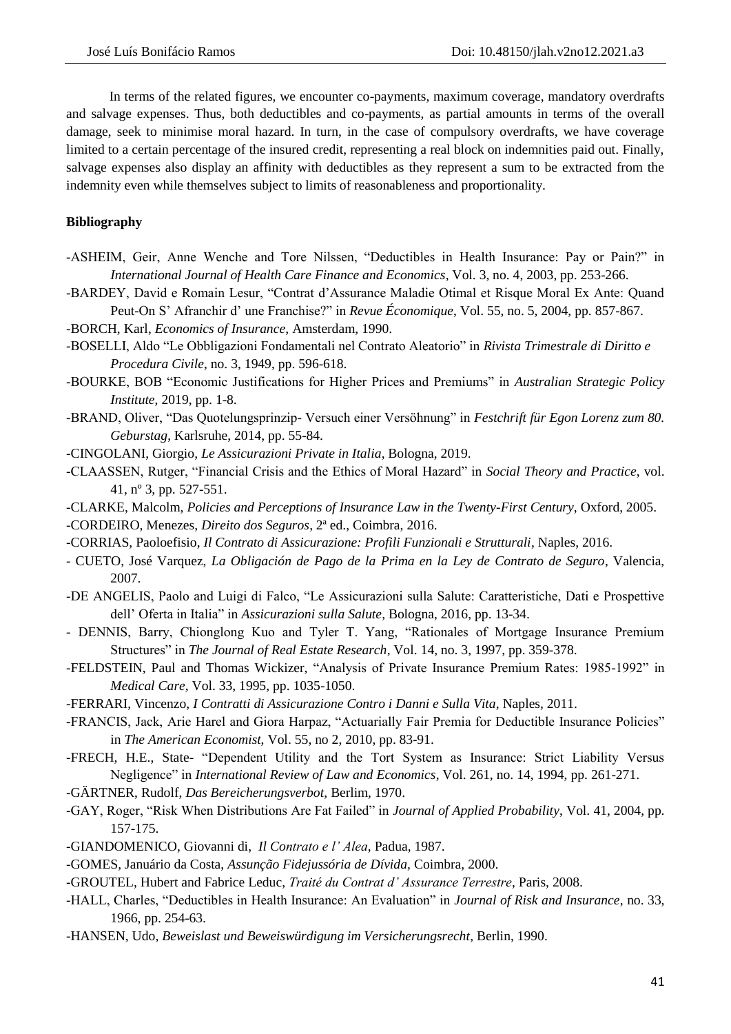In terms of the related figures, we encounter co-payments, maximum coverage, mandatory overdrafts and salvage expenses. Thus, both deductibles and co-payments, as partial amounts in terms of the overall damage, seek to minimise moral hazard. In turn, in the case of compulsory overdrafts, we have coverage limited to a certain percentage of the insured credit, representing a real block on indemnities paid out. Finally, salvage expenses also display an affinity with deductibles as they represent a sum to be extracted from the indemnity even while themselves subject to limits of reasonableness and proportionality.

**Bibliography**

-ASHEIM, Geir, Anne Wenche and Tore Nilssen, "Deductibles in Health Insurance: Pay or Pain?" in *International Journal of Health Care Finance and Economics*, Vol. 3, no. 4, 2003, pp. 253-266.

-BARDEY, David e Romain Lesur, "Contrat d'Assurance Maladie Otimal et Risque Moral Ex Ante: Quand Peut-On S' Afranchir d' une Franchise?" in *Revue Économique*, Vol. 55, no. 5, 2004, pp. 857-867.

-BORCH, Karl, *Economics of Insurance*, Amsterdam, 1990.

-BOSELLI, Aldo "Le Obbligazioni Fondamentali nel Contrato Aleatorio" in *Rivista Trimestrale di Diritto e Procedura Civile*, no. 3, 1949, pp. 596-618.

-BOURKE, BOB "Economic Justifications for Higher Prices and Premiums" in *Australian Strategic Policy Institute*, 2019, pp. 1-8.

-BRAND, Oliver, "Das Quotelungsprinzip- Versuch einer Versöhnung" in *Festchrift für Egon Lorenz zum 80. Geburstag*, Karlsruhe, 2014, pp. 55-84.

-CINGOLANI, Giorgio, *Le Assicurazioni Private in Italia*, Bologna, 2019.

-CLAASSEN, Rutger, "Financial Crisis and the Ethics of Moral Hazard" in *Social Theory and Practice*, vol. 41, nº 3, pp. 527-551.

-CLARKE, Malcolm, *Policies and Perceptions of Insurance Law in the Twenty-First Century*, Oxford, 2005.

-CORDEIRO, Menezes, *Direito dos Seguros*, 2ª ed., Coimbra, 2016.

-CORRIAS, Paoloefisio, *Il Contrato di Assicurazione: Profili Funzionali e Strutturali*, Naples, 2016.

- CUETO, José Varquez, *La Obligación de Pago de la Prima en la Ley de Contrato de Seguro*, Valencia, 2007.

-DE ANGELIS, Paolo and Luigi di Falco, "Le Assicurazioni sulla Salute: Caratteristiche, Dati e Prospettive dell' Oferta in Italia" in *Assicurazioni sulla Salute*, Bologna, 2016, pp. 13-34.

- DENNIS, Barry, Chionglong Kuo and Tyler T. Yang, "Rationales of Mortgage Insurance Premium Structures" in *The Journal of Real Estate Research*, Vol. 14, no. 3, 1997, pp. 359-378.

-FELDSTEIN, Paul and Thomas Wickizer, "Analysis of Private Insurance Premium Rates: 1985-1992" in *Medical Care*, Vol. 33, 1995, pp. 1035-1050.

-FERRARI, Vincenzo, *I Contratti di Assicurazione Contro i Danni e Sulla Vita*, Naples, 2011.

-FRANCIS, Jack, Arie Harel and Giora Harpaz, "Actuarially Fair Premia for Deductible Insurance Policies" in *The American Economist*, Vol. 55, no 2, 2010, pp. 83-91.

-FRECH, H.E., State- "Dependent Utility and the Tort System as Insurance: Strict Liability Versus Negligence" in *International Review of Law and Economics*, Vol. 261, no. 14, 1994, pp. 261-271.

-GÄRTNER, Rudolf, *Das Bereicherungsverbot*, Berlim, 1970.

-GAY, Roger, "Risk When Distributions Are Fat Failed" in *Journal of Applied Probability*, Vol. 41, 2004, pp. 157-175.

-GIANDOMENICO, Giovanni di, *Il Contrato e l' Alea*, Padua, 1987.

-GOMES, Januário da Costa, *Assunção Fidejussória de Dívida*, Coimbra, 2000.

-GROUTEL, Hubert and Fabrice Leduc, *Traité du Contrat d' Assurance Terrestre*, Paris, 2008.

-HALL, Charles, "Deductibles in Health Insurance: An Evaluation" in *Journal of Risk and Insurance*, no. 33, 1966, pp. 254-63.

-HANSEN, Udo, *Beweislast und Beweiswürdigung im Versicherungsrecht*, Berlin, 1990.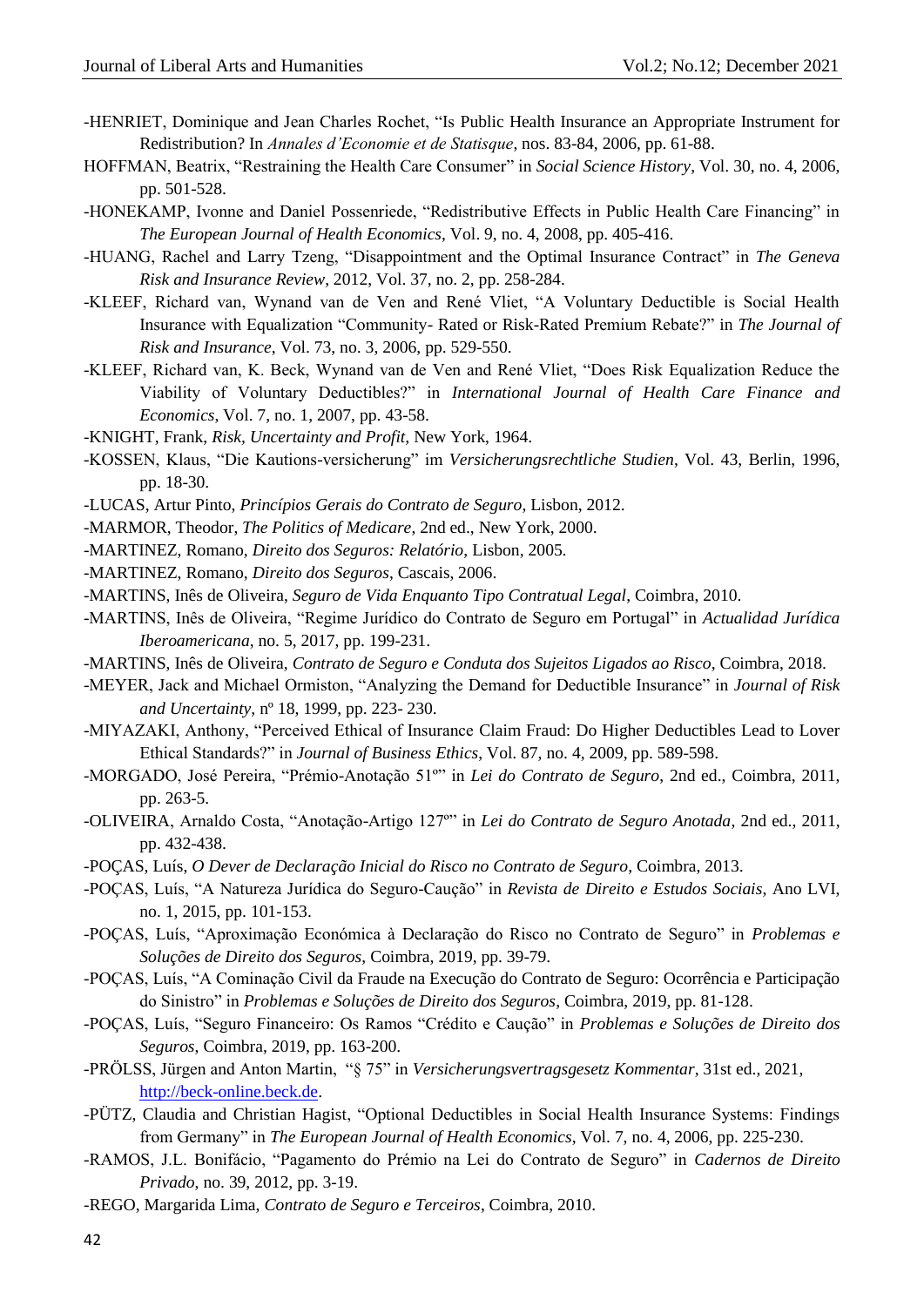-HENRIET, Dominique and Jean Charles Rochet, "Is Public Health Insurance an Appropriate Instrument for Redistribution? In *Annales d'Economie et de Statisque*, nos. 83-84, 2006, pp. 61-88.

HOFFMAN, Beatrix, "Restraining the Health Care Consumer" in *Social Science History*, Vol. 30, no. 4, 2006, pp. 501-528.

-HONEKAMP, Ivonne and Daniel Possenriede, "Redistributive Effects in Public Health Care Financing" in *The European Journal of Health Economics*, Vol. 9, no. 4, 2008, pp. 405-416.

-HUANG, Rachel and Larry Tzeng, "Disappointment and the Optimal Insurance Contract" in *The Geneva Risk and Insurance Review*, 2012, Vol. 37, no. 2, pp. 258-284.

-KLEEF, Richard van, Wynand van de Ven and René Vliet, "A Voluntary Deductible is Social Health Insurance with Equalization "Community- Rated or Risk-Rated Premium Rebate?" in *The Journal of Risk and Insurance*, Vol. 73, no. 3, 2006, pp. 529-550.

-KLEEF, Richard van, K. Beck, Wynand van de Ven and René Vliet, "Does Risk Equalization Reduce the Viability of Voluntary Deductibles?" in *International Journal of Health Care Finance and Economics*, Vol. 7, no. 1, 2007, pp. 43-58.

-KNIGHT, Frank, *Risk, Uncertainty and Profit,* New York, 1964.

-KOSSEN, Klaus, "Die Kautions-versicherung" im *Versicherungsrechtliche Studien*, Vol. 43, Berlin, 1996, pp. 18-30.

-LUCAS, Artur Pinto, *Princípios Gerais do Contrato de Seguro*, Lisbon, 2012.

-MARMOR, Theodor, *The Politics of Medicare*, 2nd ed., New York, 2000.

-MARTINEZ, Romano, *Direito dos Seguros: Relatório*, Lisbon, 2005.

-MARTINEZ, Romano, *Direito dos Seguros*, Cascais, 2006.

-MARTINS, Inês de Oliveira, *Seguro de Vida Enquanto Tipo Contratual Legal*, Coimbra, 2010.

-MARTINS, Inês de Oliveira, "Regime Jurídico do Contrato de Seguro em Portugal" in *Actualidad Jurídica Iberoamericana*, no. 5, 2017, pp. 199-231.

-MARTINS, Inês de Oliveira, *Contrato de Seguro e Conduta dos Sujeitos Ligados ao Risco*, Coimbra, 2018.

-MEYER, Jack and Michael Ormiston, "Analyzing the Demand for Deductible Insurance" in *Journal of Risk and Uncertainty*, nº 18, 1999, pp. 223- 230.

-MIYAZAKI, Anthony, "Perceived Ethical of Insurance Claim Fraud: Do Higher Deductibles Lead to Lover Ethical Standards?" in *Journal of Business Ethics*, Vol. 87, no. 4, 2009, pp. 589-598.

-MORGADO, José Pereira, "Prémio-Anotação 51º" in *Lei do Contrato de Seguro*, 2nd ed., Coimbra, 2011, pp. 263-5.

-OLIVEIRA, Arnaldo Costa, "Anotação-Artigo 127º" in *Lei do Contrato de Seguro Anotada*, 2nd ed., 2011, pp. 432-438.

-POÇAS, Luís, *O Dever de Declaração Inicial do Risco no Contrato de Seguro*, Coimbra, 2013.

-POÇAS, Luís, "A Natureza Jurídica do Seguro-Caução" in *Revista de Direito e Estudos Sociais*, Ano LVI, no. 1, 2015, pp. 101-153.

-POÇAS, Luís, "Aproximação Económica à Declaração do Risco no Contrato de Seguro" in *Problemas e Soluções de Direito dos Seguros*, Coimbra, 2019, pp. 39-79.

-POÇAS, Luís, "A Cominação Civil da Fraude na Execução do Contrato de Seguro: Ocorrência e Participação do Sinistro" in *Problemas e Soluções de Direito dos Seguros*, Coimbra, 2019, pp. 81-128.

-POÇAS, Luís, "Seguro Financeiro: Os Ramos "Crédito e Caução" in *Problemas e Soluções de Direito dos Seguros*, Coimbra, 2019, pp. 163-200.

-PRÖLSS, Jürgen and Anton Martin, "§ 75" in *Versicherungsvertragsgesetz Kommentar*, 31st ed., 2021, http://beck-online.beck.de.

-PÜTZ, Claudia and Christian Hagist, "Optional Deductibles in Social Health Insurance Systems: Findings from Germany" in *The European Journal of Health Economics*, Vol. 7, no. 4, 2006, pp. 225-230.

-RAMOS, J.L. Bonifácio, "Pagamento do Prémio na Lei do Contrato de Seguro" in *Cadernos de Direito Privado,* no. 39, 2012, pp. 3-19.

-REGO, Margarida Lima, *Contrato de Seguro e Terceiros*, Coimbra, 2010.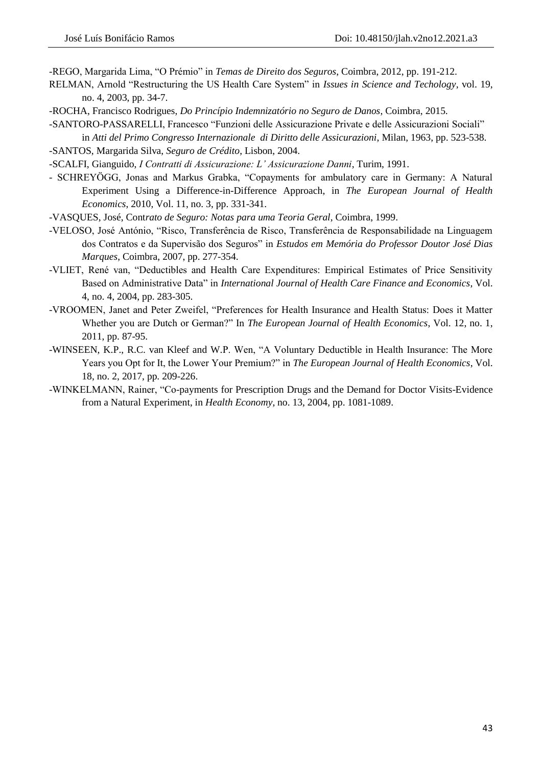-REGO, Margarida Lima, "O Prémio" in *Temas de Direito dos Seguros*, Coimbra, 2012, pp. 191-212.

RELMAN, Arnold "Restructuring the US Health Care System" in *Issues in Science and Techology*, vol. 19, no. 4, 2003, pp. 34-7.

-ROCHA, Francisco Rodrigues, *Do Princípio Indemnizatório no Seguro de Danos*, Coimbra, 2015.

-SANTORO-PASSARELLI, Francesco "Funzioni delle Assicurazione Private e delle Assicurazioni Sociali" in *Atti del Primo Congresso Internazionale di Diritto delle Assicurazioni*, Milan, 1963, pp. 523-538.

-SANTOS, Margarida Silva, *Seguro de Crédito*, Lisbon, 2004.

-SCALFI, Gianguido, *I Contratti di Assicurazione: L' Assicurazione Danni*, Turim, 1991.

- SCHREYÖGG, Jonas and Markus Grabka, "Copayments for ambulatory care in Germany: A Natural Experiment Using a Difference-in-Difference Approach, in *The European Journal of Health Economics*, 2010, Vol. 11, no. 3, pp. 331-341.

-VASQUES, José, Con*trato de Seguro: Notas para uma Teoria Geral*, Coimbra, 1999.

-VELOSO, José António, "Risco, Transferência de Risco, Transferência de Responsabilidade na Linguagem dos Contratos e da Supervisão dos Seguros" in *Estudos em Memória do Professor Doutor José Dias Marques*, Coimbra, 2007, pp. 277-354.

-VLIET, René van, "Deductibles and Health Care Expenditures: Empirical Estimates of Price Sensitivity Based on Administrative Data" in *International Journal of Health Care Finance and Economics*, Vol. 4, no. 4, 2004, pp. 283-305.

-VROOMEN, Janet and Peter Zweifel, "Preferences for Health Insurance and Health Status: Does it Matter Whether you are Dutch or German?" In *The European Journal of Health Economics*, Vol. 12, no. 1, 2011, pp. 87-95.

-WINSEEN, K.P., R.C. van Kleef and W.P. Wen, "A Voluntary Deductible in Health Insurance: The More Years you Opt for It, the Lower Your Premium?" in *The European Journal of Health Economics*, Vol. 18, no. 2, 2017, pp. 209-226.

-WINKELMANN, Rainer, "Co-payments for Prescription Drugs and the Demand for Doctor Visits-Evidence from a Natural Experiment, in *Health Economy*, no. 13, 2004, pp. 1081-1089.